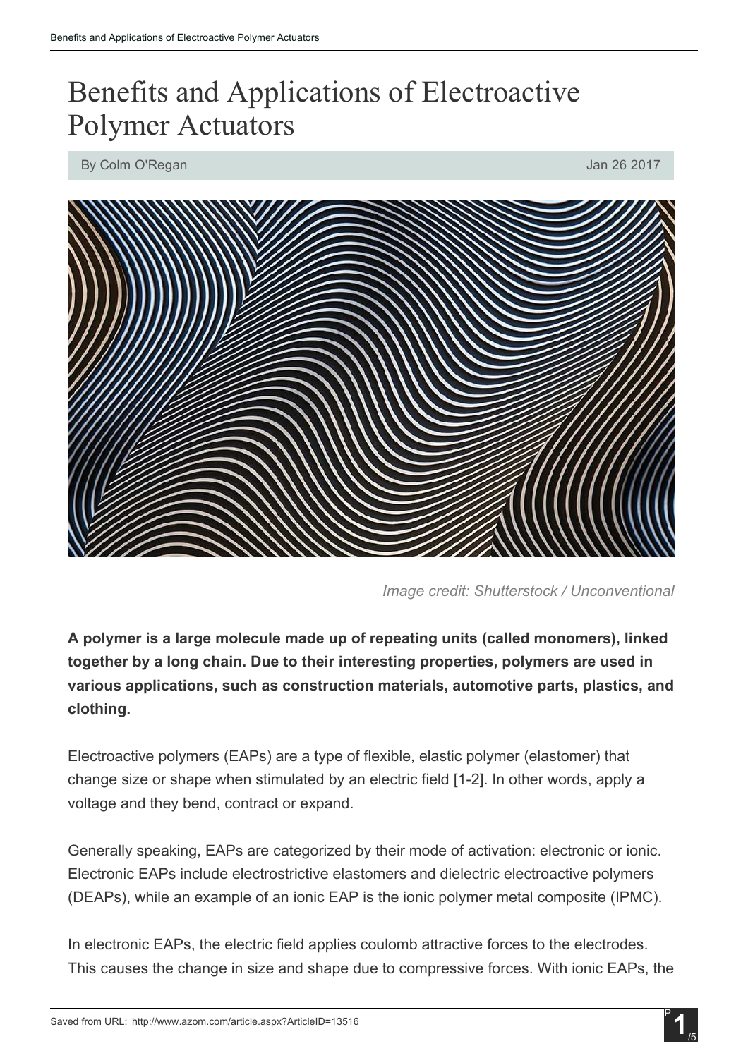# Benefits and Applications of Electroactive Polymer Actuators

By Colm O'Regan Jan 26 2017

*Image credit: Shutterstock / Unconventional*

**A polymer is a large molecule made up of repeating units (called monomers), linked together by a long chain. Due to their interesting properties, polymers are used in various applications, such as construction materials, automotive parts, plastics, and clothing.**

Electroactive polymers (EAPs) are a type of flexible, elastic polymer (elastomer) that change size or shape when stimulated by an electric field [1-2]. In other words, apply a voltage and they bend, contract or expand.

Generally speaking, EAPs are categorized by their mode of activation: electronic or ionic. Electronic EAPs include electrostrictive elastomers and dielectric electroactive polymers (DEAPs), while an example of an ionic EAP is the ionic polymer metal composite (IPMC).

In electronic EAPs, the electric field applies coulomb attractive forces to the electrodes. This causes the change in size and shape due to compressive forces. With ionic EAPs, the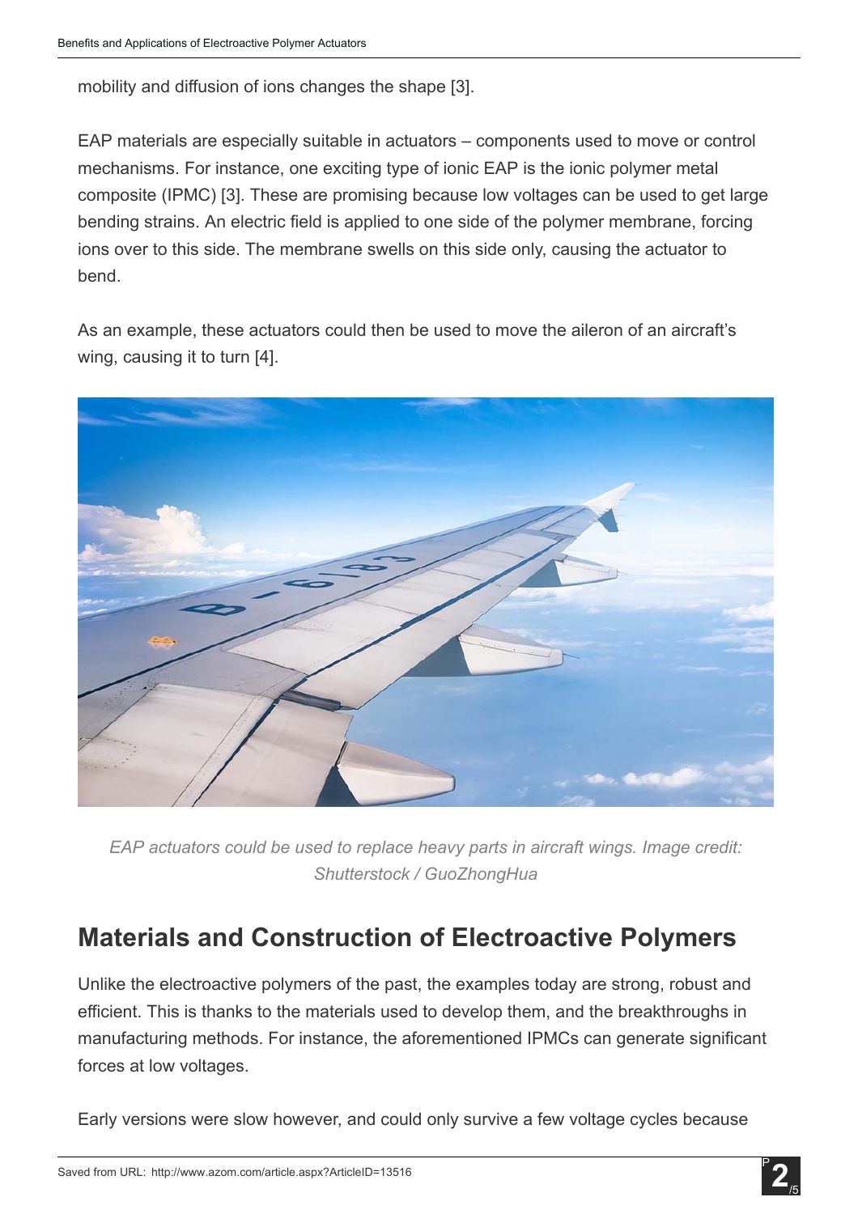mobility and diffusion of ions changes the shape [3].

EAP materials are especially suitable in actuators – components used to move or control mechanisms. For instance, one exciting type of ionic EAP is the ionic polymer metal composite (IPMC) [3]. These are promising because low voltages can be used to get large bending strains. An electric field is applied to one side of the polymer membrane, forcing ions over to this side. The membrane swells on this side only, causing the actuator to bend.

As an example, these actuators could then be used to move the aileron of an aircraft's wing, causing it to turn [4].

*EAP actuators could be used to replace heavy parts in aircraft wings. Image credit: Shutterstock / GuoZhongHua*

## Materials and Construction of Electroactive Polymers

Unlike the electroactive polymers of the past, the examples today are strong, robust and efficient. This is thanks to the materials used to develop them, and the breakthroughs in manufacturing methods. For instance, the aforementioned IPMCs can generate significant forces at low voltages.

Early versions were slow however, and could only survive a few voltage cycles because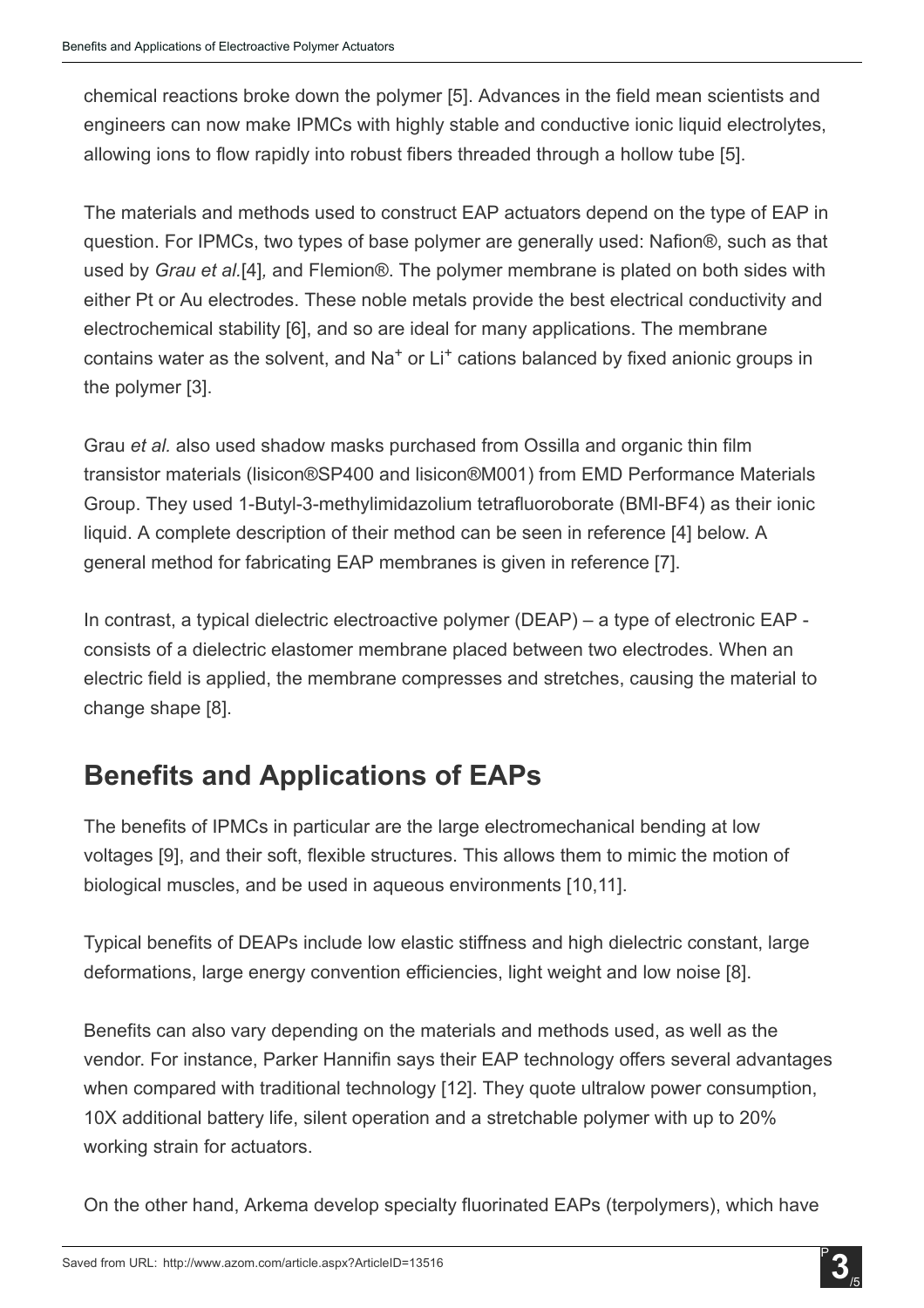chemical reactions broke down the polymer [5]. Advances in the field mean scientists and engineers can now make IPMCs with highly stable and conductive ionic liquid electrolytes, allowing ions to flow rapidly into robust fibers threaded through a hollow tube [5].

The materials and methods used to construct EAP actuators depend on the type of EAP in question. For IPMCs, two types of base polymer are generally used: Nafion®, such as that used by *Grau et al.*[4], and Flemion®. The polymer membrane is plated on both sides with either Pt or Au electrodes. These noble metals provide the best electrical conductivity and electrochemical stability [6], and so are ideal for many applications. The membrane contains water as the solvent, and $Na^+$ or $Li^+$ cations balanced by fixed anionic groups in the polymer [3].

Grau *et al.* also used shadow masks purchased from Ossilla and organic thin film transistor materials (lisicon®SP400 and lisicon®M001) from EMD Performance Materials Group. They used 1-Butyl-3-methylimidazolium tetrafluoroborate (BMI-BF4) as their ionic liquid. A complete description of their method can be seen in reference [4] below. A general method for fabricating EAP membranes is given in reference [7].

In contrast, a typical dielectric electroactive polymer (DEAP) – a type of electronic EAP - consists of a dielectric elastomer membrane placed between two electrodes. When an electric field is applied, the membrane compresses and stretches, causing the material to change shape [8].

## Benefits and Applications of EAPs

The benefits of IPMCs in particular are the large electromechanical bending at low voltages [9], and their soft, flexible structures. This allows them to mimic the motion of biological muscles, and be used in aqueous environments [10,11].

Typical benefits of DEAPs include low elastic stiffness and high dielectric constant, large deformations, large energy convention efficiencies, light weight and low noise [8].

Benefits can also vary depending on the materials and methods used, as well as the vendor. For instance, Parker Hannifin says their EAP technology offers several advantages when compared with traditional technology [12]. They quote ultralow power consumption, 10X additional battery life, silent operation and a stretchable polymer with up to 20% working strain for actuators.

On the other hand, Arkema develop specialty fluorinated EAPs (terpolymers), which have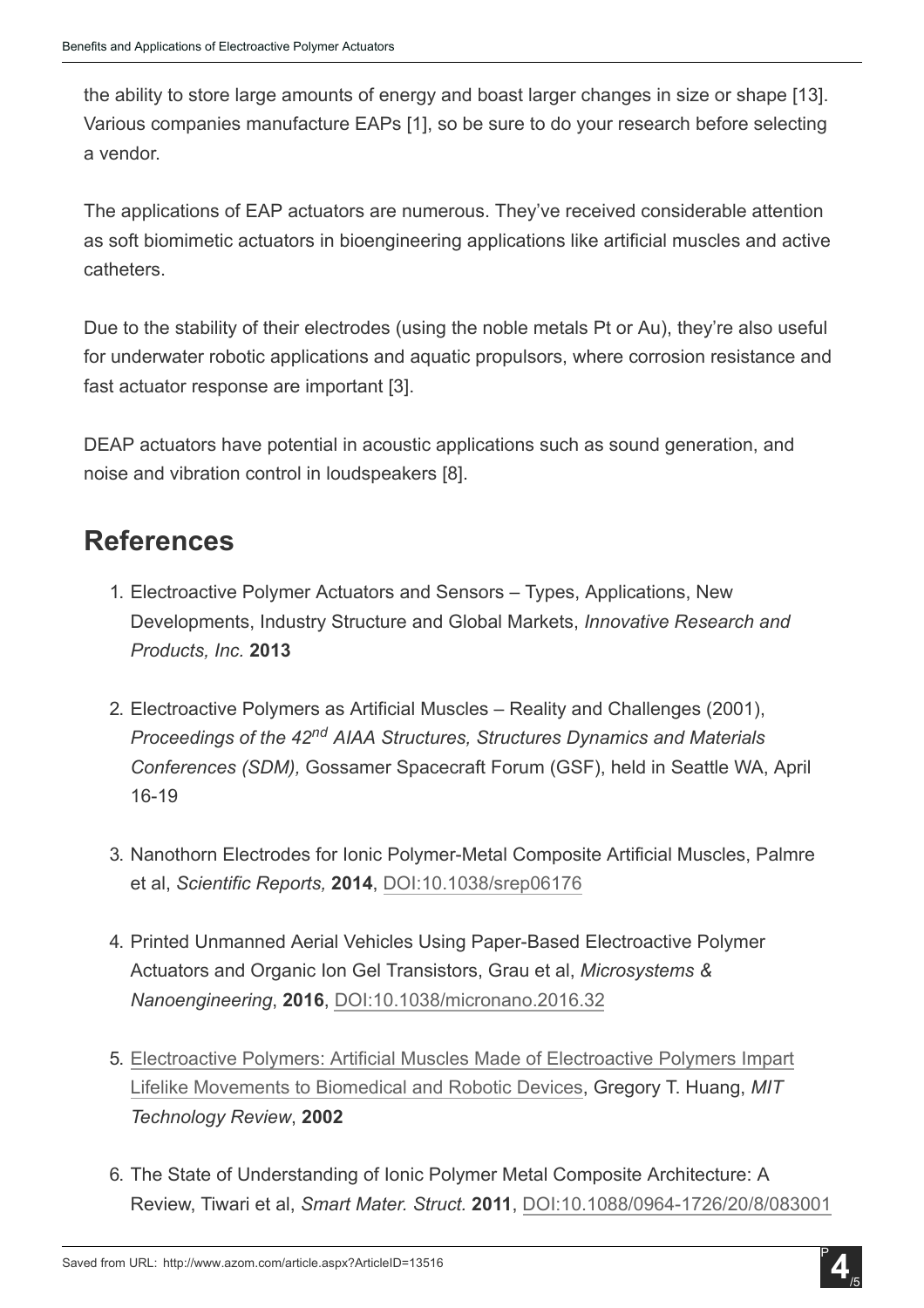the ability to store large amounts of energy and boast larger changes in size or shape [13]. Various companies manufacture EAPs [1], so be sure to do your research before selecting a vendor.

The applications of EAP actuators are numerous. They've received considerable attention as soft biomimetic actuators in bioengineering applications like artificial muscles and active catheters.

Due to the stability of their electrodes (using the noble metals Pt or Au), they're also useful for underwater robotic applications and aquatic propulsors, where corrosion resistance and fast actuator response are important [3].

DEAP actuators have potential in acoustic applications such as sound generation, and noise and vibration control in loudspeakers [8].

## References

1. Electroactive Polymer Actuators and Sensors – Types, Applications, New Developments, Industry Structure and Global Markets, *Innovative Research and Products, Inc.* **2013**
2. Electroactive Polymers as Artificial Muscles – Reality and Challenges (2001), *Proceedings of the 42nd AIAA Structures, Structures Dynamics and Materials Conferences (SDM),* Gossamer Spacecraft Forum (GSF), held in Seattle WA, April 16-19
3. Nanothorn Electrodes for Ionic Polymer-Metal Composite Artificial Muscles, Palmre et al, *Scientific Reports,* **2014**, DOI:10.1038/srep06176
4. Printed Unmanned Aerial Vehicles Using Paper-Based Electroactive Polymer Actuators and Organic Ion Gel Transistors, Grau et al, *Microsystems & Nanoengineering*, **2016**, DOI:10.1038/micronano.2016.32
5. Electroactive Polymers: Artificial Muscles Made of Electroactive Polymers Impart Lifelike Movements to Biomedical and Robotic Devices, Gregory T. Huang, *MIT Technology Review*, **2002**
6. The State of Understanding of Ionic Polymer Metal Composite Architecture: A Review, Tiwari et al, *Smart Mater. Struct.* **2011**, DOI:10.1088/0964-1726/20/8/083001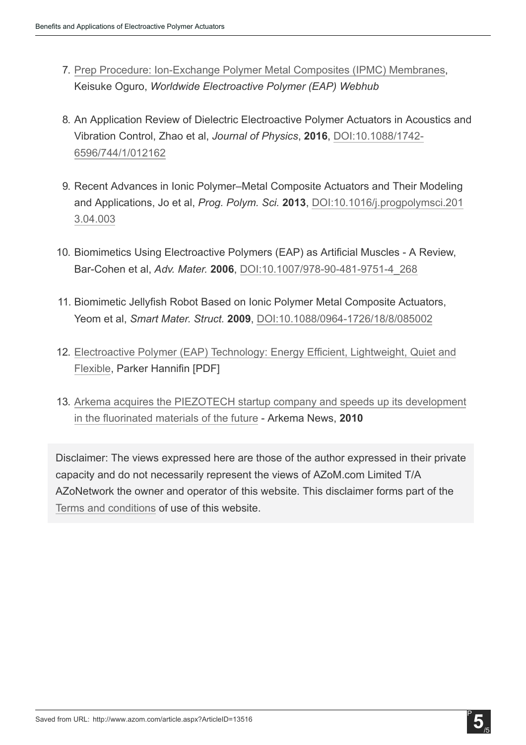7. Prep Procedure: Ion-Exchange Polymer Metal Composites (IPMC) Membranes, Keisuke Oguro, *Worldwide Electroactive Polymer (EAP) Webhub*

8. An Application Review of Dielectric Electroactive Polymer Actuators in Acoustics and Vibration Control, Zhao et al, *Journal of Physics*, **2016**, DOI:10.1088/1742-6596/744/1/012162

9. Recent Advances in Ionic Polymer–Metal Composite Actuators and Their Modeling and Applications, Jo et al, *Prog. Polym. Sci.* **2013**, DOI:10.1016/j.progpolymsci.2013.04.003

10. Biomimetics Using Electroactive Polymers (EAP) as Artificial Muscles - A Review, Bar-Cohen et al, *Adv. Mater.* **2006**, DOI:10.1007/978-90-481-9751-4_268

11. Biomimetic Jellyfish Robot Based on Ionic Polymer Metal Composite Actuators, Yeom et al, *Smart Mater. Struct.* **2009**, DOI:10.1088/0964-1726/18/8/085002

12. Electroactive Polymer (EAP) Technology: Energy Efficient, Lightweight, Quiet and Flexible, Parker Hannifin [PDF]

13. Arkema acquires the PIEZOTECH startup company and speeds up its development in the fluorinated materials of the future - Arkema News, **2010**

Disclaimer: The views expressed here are those of the author expressed in their private capacity and do not necessarily represent the views of AZoM.com Limited T/A AZoNetwork the owner and operator of this website. This disclaimer forms part of the Terms and conditions of use of this website.